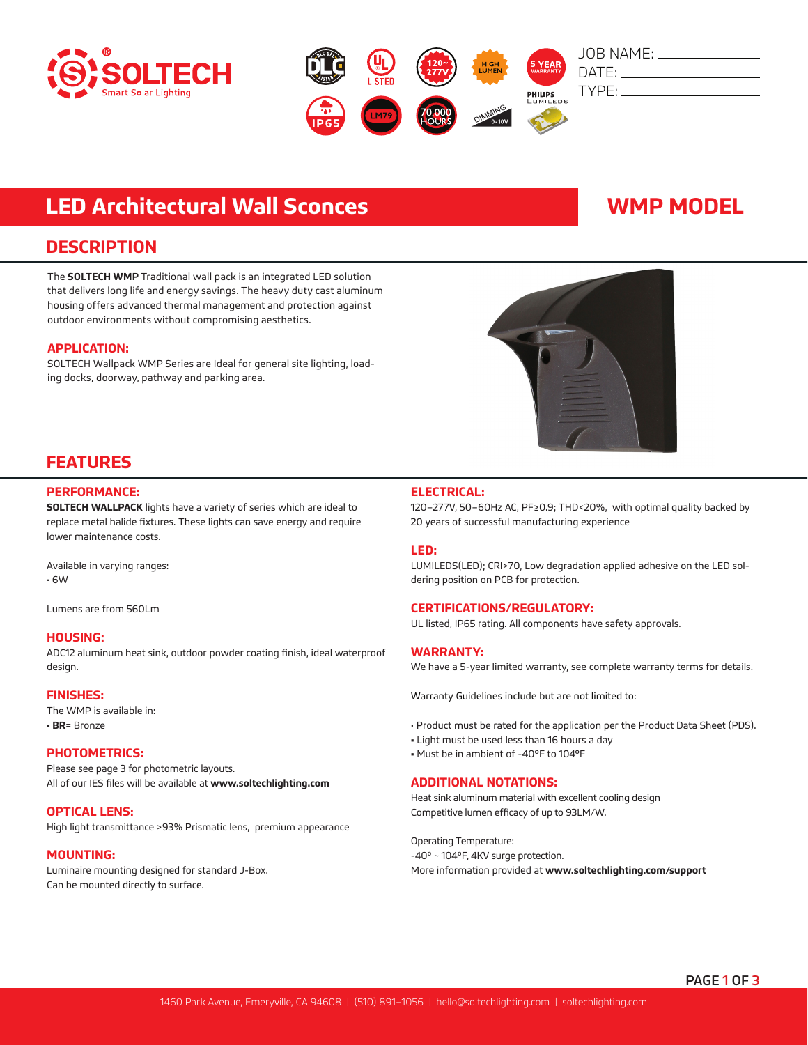JOB NAME: \_\_\_\_\_\_\_\_\_\_

DATE: \_\_\_\_\_\_\_\_\_\_

TYPE: \_\_\_\_\_\_\_\_\_\_

# LED Architectural Wall Sconces

# WMP MODEL

## DESCRIPTION

The **SOLTECH WMP** Traditional wall pack is an integrated LED solution that delivers long life and energy savings. The heavy duty cast aluminum housing offers advanced thermal management and protection against outdoor environments without compromising aesthetics.

### APPLICATION:

SOLTECH Wallpack WMP Series are Ideal for general site lighting, loading docks, doorway, pathway and parking area.

## FEATURES

### PERFORMANCE:

**SOLTECH WALLPACK** lights have a variety of series which are ideal to replace metal halide fixtures. These lights can save energy and require lower maintenance costs.

Available in varying ranges:
- 6W

Lumens are from 560Lm

### HOUSING:

ADC12 aluminum heat sink, outdoor powder coating finish, ideal waterproof design.

### FINISHES:

The WMP is available in:
- **BR=** Bronze

### PHOTOMETRICS:

Please see page 3 for photometric layouts.
All of our IES files will be available at **www.soltechlighting.com**

### OPTICAL LENS:

High light transmittance >93% Prismatic lens, premium appearance

### MOUNTING:

Luminaire mounting designed for standard J-Box.
Can be mounted directly to surface.

### ELECTRICAL:

120–277V, 50–60Hz AC, PF≥0.9; THD<20%, with optimal quality backed by 20 years of successful manufacturing experience

### LED:

LUMILEDS(LED); CRI>70, Low degradation applied adhesive on the LED soldering position on PCB for protection.

### CERTIFICATIONS/REGULATORY:

UL listed, IP65 rating. All components have safety approvals.

### WARRANTY:

We have a 5-year limited warranty, see complete warranty terms for details.

Warranty Guidelines include but are not limited to:

- Product must be rated for the application per the Product Data Sheet (PDS).
- Light must be used less than 16 hours a day
- Must be in ambient of -40°F to 104°F

### ADDITIONAL NOTATIONS:

Heat sink aluminum material with excellent cooling design
Competitive lumen efficacy of up to 93LM/W.

Operating Temperature:
-40° ~ 104°F, 4KV surge protection.
More information provided at **www.soltechlighting.com/support**

1460 Park Avenue, Emeryville, CA 94608 | (510) 891–1056 | hello@soltechlighting.com | soltechlighting.com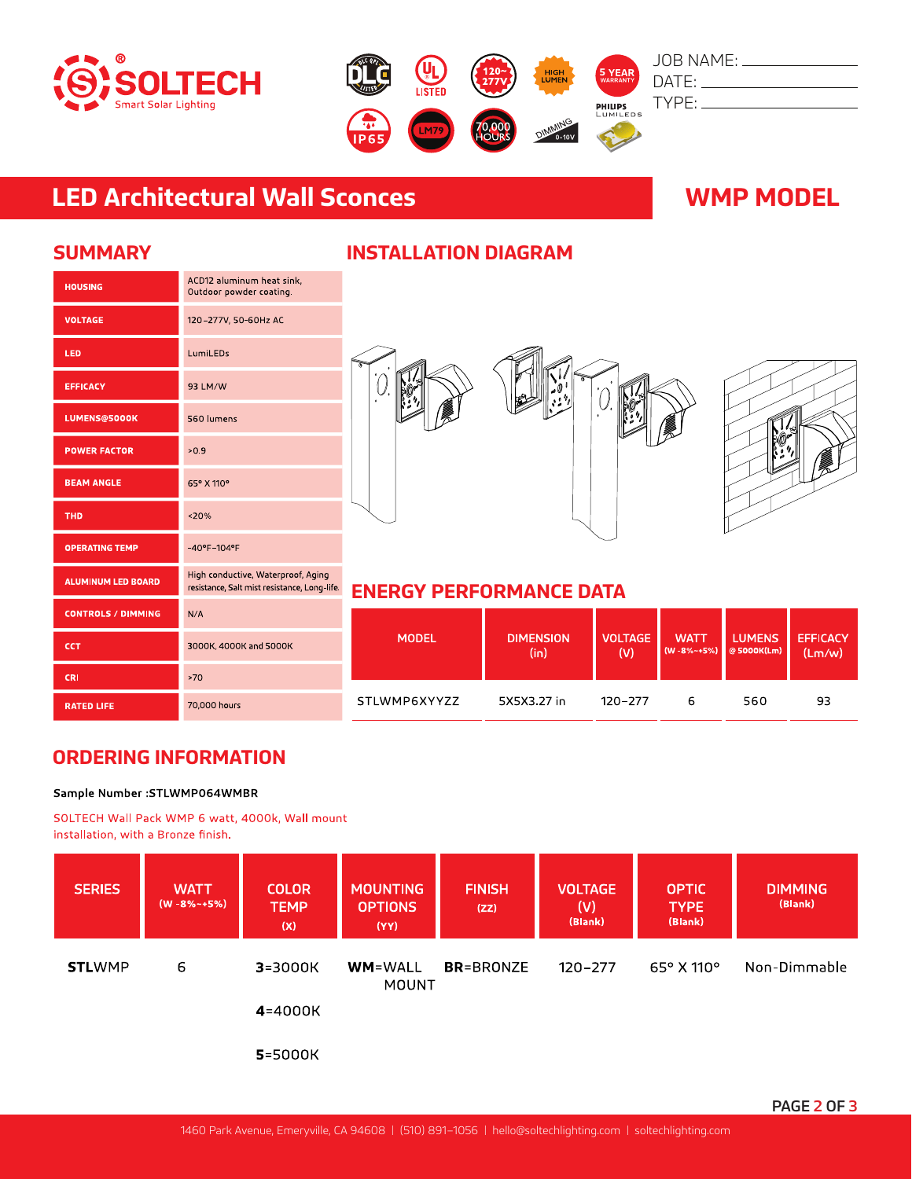JOB NAME: ____________
DATE: ____________
TYPE: ____________

# LED Architectural Wall Sconces

# WMP MODEL

## SUMMARY

| | |
|---|---|
| HOUSING | ACD12 aluminum heat sink, Outdoor powder coating. |
| VOLTAGE | 120-277V, 50-60Hz AC |
| LED | LumiLEDs |
| EFFICACY | 93 LM/W |
| LUMENS@5000K | 560 lumens |
| POWER FACTOR | >0.9 |
| BEAM ANGLE | 65° X 110° |
| THD | <20% |
| OPERATING TEMP | -40°F-104°F |
| ALUMINUM LED BOARD | High conductive, Waterproof, Aging resistance, Salt mist resistance, Long-life. |
| CONTROLS / DIMMING | N/A |
| CCT | 3000K, 4000K and 5000K |
| CRI | >70 |
| RATED LIFE | 70,000 hours |

## INSTALLATION DIAGRAM

## ENERGY PERFORMANCE DATA

| MODEL | DIMENSION (in) | VOLTAGE (V) | WATT (W -8%~+5%) | LUMENS @ 5000K(Lm) | EFFICACY (Lm/w) |
|---|---|---|---|---|---|
| STLWMP6XYYZZ | 5X5X3.27 in | 120-277 | 6 | 560 | 93 |

## ORDERING INFORMATION

**Sample Number :STLWMP064WMBR**

SOLTECH Wall Pack WMP 6 watt, 4000k, Wall mount installation, with a Bronze finish.

| SERIES | WATT (W -8%~+5%) | COLOR TEMP (X) | MOUNTING OPTIONS (YY) | FINISH (ZZ) | VOLTAGE (V) (Blank) | OPTIC TYPE (Blank) | DIMMING (Blank) |
|---|---|---|---|---|---|---|---|
| **STL**WMP | 6 | **3**=3000K | **WM**=WALL MOUNT | **BR**=BRONZE | 120-277 | 65° X 110° | Non-Dimmable |
| | | **4**=4000K | | | | | |
| | | **5**=5000K | | | | | |

1460 Park Avenue, Emeryville, CA 94608 | (510) 891-1056 | hello@soltechlighting.com | soltechlighting.com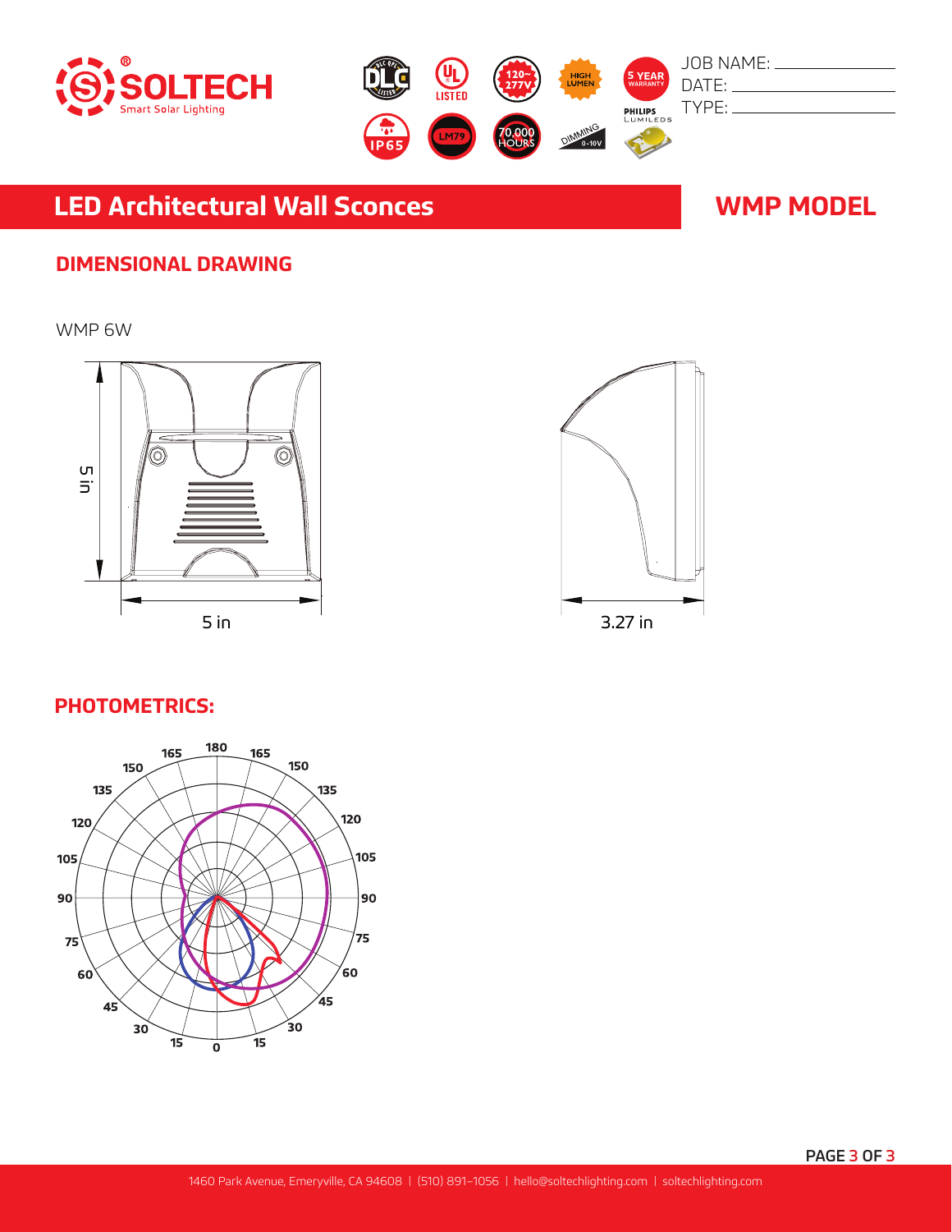SOLTECH
Smart Solar Lighting

JOB NAME: \_\_\_\_\_\_\_\_\_\_\_\_
DATE: \_\_\_\_\_\_\_\_\_\_\_\_
TYPE: \_\_\_\_\_\_\_\_\_\_\_\_

# LED Architectural Wall Sconces

# WMP MODEL

## DIMENSIONAL DRAWING

WMP 6W

5 in

5 in

3.27 in

## PHOTOMETRICS:

180
165
165
150
150
135
135
120
120
105
105
90
90
75
75
60
60
45
45
30
30
15
15
0

1460 Park Avenue, Emeryville, CA 94608 | (510) 891–1056 | hello@soltechlighting.com | soltechlighting.com